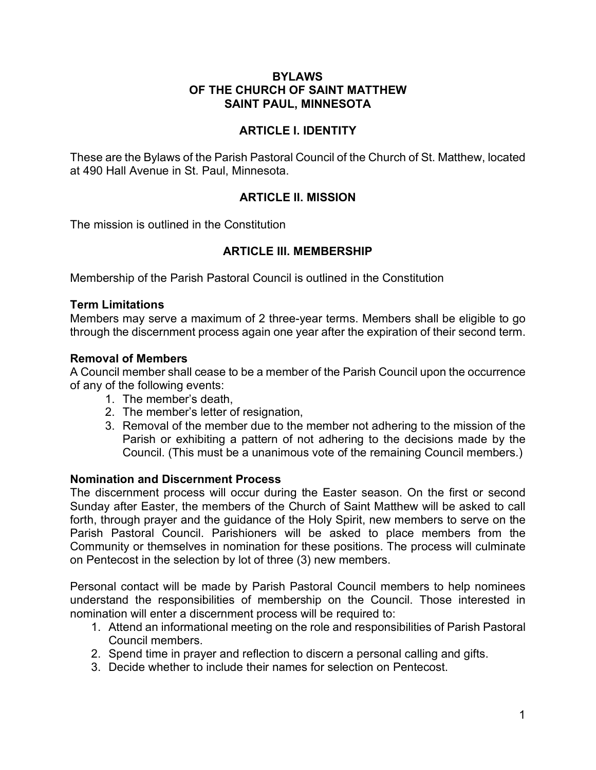# BYLAWS
# OF THE CHURCH OF SAINT MATTHEW
# SAINT PAUL, MINNESOTA

## ARTICLE I. IDENTITY

These are the Bylaws of the Parish Pastoral Council of the Church of St. Matthew, located at 490 Hall Avenue in St. Paul, Minnesota.

## ARTICLE II. MISSION

The mission is outlined in the Constitution

## ARTICLE III. MEMBERSHIP

Membership of the Parish Pastoral Council is outlined in the Constitution

### Term Limitations

Members may serve a maximum of 2 three-year terms. Members shall be eligible to go through the discernment process again one year after the expiration of their second term.

### Removal of Members

A Council member shall cease to be a member of the Parish Council upon the occurrence of any of the following events:

1. The member's death,
2. The member's letter of resignation,
3. Removal of the member due to the member not adhering to the mission of the Parish or exhibiting a pattern of not adhering to the decisions made by the Council. (This must be a unanimous vote of the remaining Council members.)

### Nomination and Discernment Process

The discernment process will occur during the Easter season. On the first or second Sunday after Easter, the members of the Church of Saint Matthew will be asked to call forth, through prayer and the guidance of the Holy Spirit, new members to serve on the Parish Pastoral Council. Parishioners will be asked to place members from the Community or themselves in nomination for these positions. The process will culminate on Pentecost in the selection by lot of three (3) new members.

Personal contact will be made by Parish Pastoral Council members to help nominees understand the responsibilities of membership on the Council. Those interested in nomination will enter a discernment process will be required to:

1. Attend an informational meeting on the role and responsibilities of Parish Pastoral Council members.
2. Spend time in prayer and reflection to discern a personal calling and gifts.
3. Decide whether to include their names for selection on Pentecost.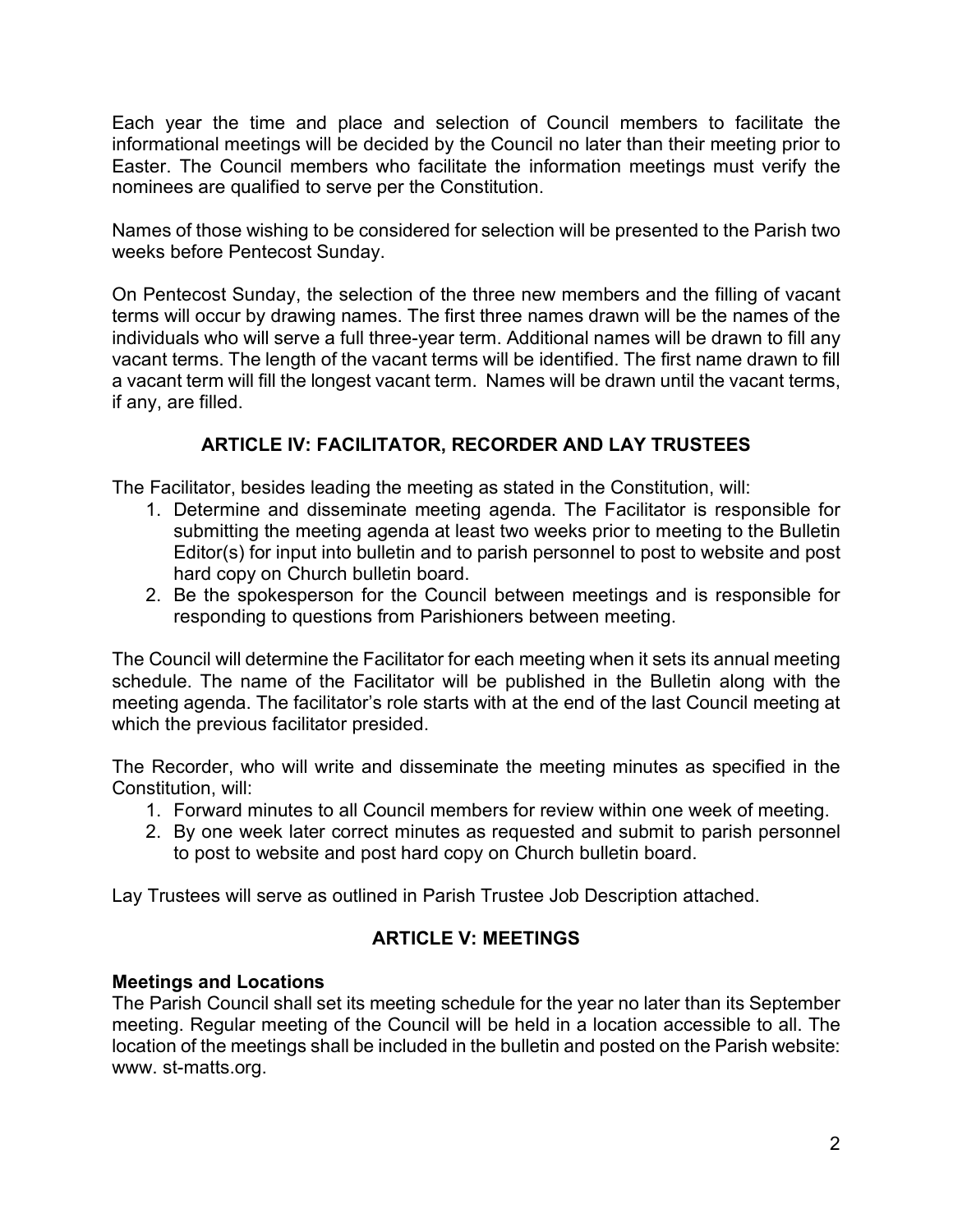Each year the time and place and selection of Council members to facilitate the informational meetings will be decided by the Council no later than their meeting prior to Easter. The Council members who facilitate the information meetings must verify the nominees are qualified to serve per the Constitution.

Names of those wishing to be considered for selection will be presented to the Parish two weeks before Pentecost Sunday.

On Pentecost Sunday, the selection of the three new members and the filling of vacant terms will occur by drawing names. The first three names drawn will be the names of the individuals who will serve a full three-year term. Additional names will be drawn to fill any vacant terms. The length of the vacant terms will be identified. The first name drawn to fill a vacant term will fill the longest vacant term. Names will be drawn until the vacant terms, if any, are filled.

## ARTICLE IV: FACILITATOR, RECORDER AND LAY TRUSTEES

The Facilitator, besides leading the meeting as stated in the Constitution, will:

1. Determine and disseminate meeting agenda. The Facilitator is responsible for submitting the meeting agenda at least two weeks prior to meeting to the Bulletin Editor(s) for input into bulletin and to parish personnel to post to website and post hard copy on Church bulletin board.
2. Be the spokesperson for the Council between meetings and is responsible for responding to questions from Parishioners between meeting.

The Council will determine the Facilitator for each meeting when it sets its annual meeting schedule. The name of the Facilitator will be published in the Bulletin along with the meeting agenda. The facilitator's role starts with at the end of the last Council meeting at which the previous facilitator presided.

The Recorder, who will write and disseminate the meeting minutes as specified in the Constitution, will:

1. Forward minutes to all Council members for review within one week of meeting.
2. By one week later correct minutes as requested and submit to parish personnel to post to website and post hard copy on Church bulletin board.

Lay Trustees will serve as outlined in Parish Trustee Job Description attached.

## ARTICLE V: MEETINGS

**Meetings and Locations**

The Parish Council shall set its meeting schedule for the year no later than its September meeting. Regular meeting of the Council will be held in a location accessible to all. The location of the meetings shall be included in the bulletin and posted on the Parish website: www. st-matts.org.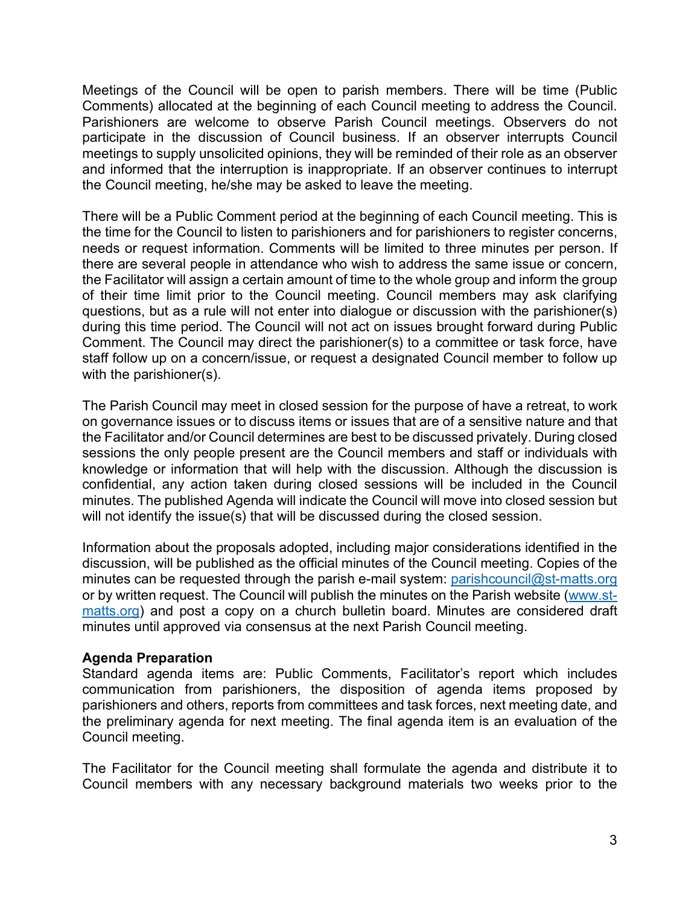Meetings of the Council will be open to parish members. There will be time (Public Comments) allocated at the beginning of each Parish Council meeting to address the Council. Parishioners are welcome to observe Parish Council meetings. Observers do not participate in the discussion of Council business. If an observer interrupts Council meetings to supply unsolicited opinions, they will be reminded of their role as an observer and informed that the interruption is inappropriate. If an observer continues to interrupt the Council meeting, he/she may be asked to leave the meeting.

There will be a Public Comment period at the beginning of each Council meeting. This is the time for the Council to listen to parishioners and for parishioners to register concerns, needs or request information. Comments will be limited to three minutes per person. If there are several people in attendance who wish to address the same issue or concern, the Facilitator will assign a certain amount of time to the whole group and inform the group of their time limit prior to the Council meeting. Council members may ask clarifying questions, but as a rule will not enter into dialogue or discussion with the parishioner(s) during this time period. The Council will not act on issues brought forward during Public Comment. The Council may direct the parishioner(s) to a committee or task force, have staff follow up on a concern/issue, or request a designated Council member to follow up with the parishioner(s).

The Parish Council may meet in closed session for the purpose of have a retreat, to work on governance issues or to discuss items or issues that are of a sensitive nature and that the Facilitator and/or Council determines are best to be discussed privately. During closed sessions the only people present are the Council members and staff or individuals with knowledge or information that will help with the discussion. Although the discussion is confidential, any action taken during closed sessions will be included in the Council minutes. The published Agenda will indicate the Council will move into closed session but will not identify the issue(s) that will be discussed during the closed session.

Information about the proposals adopted, including major considerations identified in the discussion, will be published as the official minutes of the Council meeting. Copies of the minutes can be requested through the parish e-mail system: [parishcouncil@st-matts.org](mailto:parishcouncil@st-matts.org) or by written request. The Council will publish the minutes on the Parish website ([www.st-matts.org](http://www.st-matts.org)) and post a copy on a church bulletin board. Minutes are considered draft minutes until approved via consensus at the next Parish Council meeting.

**Agenda Preparation**

Standard agenda items are: Public Comments, Facilitator's report which includes communication from parishioners, the disposition of agenda items proposed by parishioners and others, reports from committees and task forces, next meeting date, and the preliminary agenda for next meeting. The final agenda item is an evaluation of the Council meeting.

The Facilitator for the Council meeting shall formulate the agenda and distribute it to Council members with any necessary background materials two weeks prior to the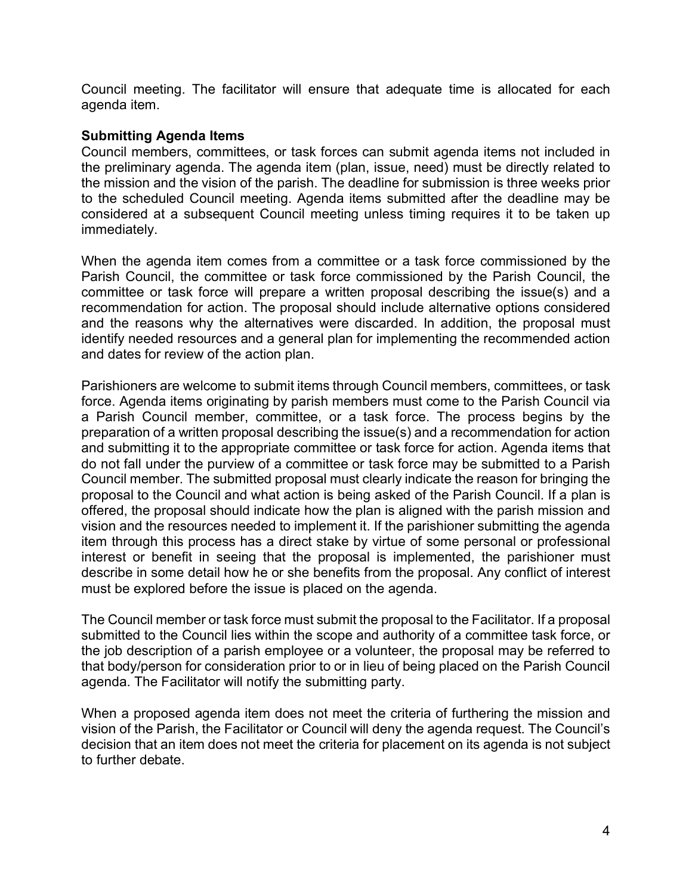Council meeting. The facilitator will ensure that adequate time is allocated for each agenda item.

**Submitting Agenda Items**

Council members, committees, or task forces can submit agenda items not included in the preliminary agenda. The agenda item (plan, issue, need) must be directly related to the mission and the vision of the parish. The deadline for submission is three weeks prior to the scheduled Council meeting. Agenda items submitted after the deadline may be considered at a subsequent Council meeting unless timing requires it to be taken up immediately.

When the agenda item comes from a committee or a task force commissioned by the Parish Council, the committee or task force commissioned by the Parish Council, the committee or task force will prepare a written proposal describing the issue(s) and a recommendation for action. The proposal should include alternative options considered and the reasons why the alternatives were discarded. In addition, the proposal must identify needed resources and a general plan for implementing the recommended action and dates for review of the action plan.

Parishioners are welcome to submit items through Council members, committees, or task force. Agenda items originating by parish members must come to the Parish Council via a Parish Council member, committee, or a task force. The process begins by the preparation of a written proposal describing the issue(s) and a recommendation for action and submitting it to the appropriate committee or task force for action. Agenda items that do not fall under the purview of a committee or task force may be submitted to a Parish Council member. The submitted proposal must clearly indicate the reason for bringing the proposal to the Council and what action is being asked of the Parish Council. If a plan is offered, the proposal should indicate how the plan is aligned with the parish mission and vision and the resources needed to implement it. If the parishioner submitting the agenda item through this process has a direct stake by virtue of some personal or professional interest or benefit in seeing that the proposal is implemented, the parishioner must describe in some detail how he or she benefits from the proposal. Any conflict of interest must be explored before the issue is placed on the agenda.

The Council member or task force must submit the proposal to the Facilitator. If a proposal submitted to the Council lies within the scope and authority of a committee task force, or the job description of a parish employee or a volunteer, the proposal may be referred to that body/person for consideration prior to or in lieu of being placed on the Parish Council agenda. The Facilitator will notify the submitting party.

When a proposed agenda item does not meet the criteria of furthering the mission and vision of the Parish, the Facilitator or Council will deny the agenda request. The Council's decision that an item does not meet the criteria for placement on its agenda is not subject to further debate.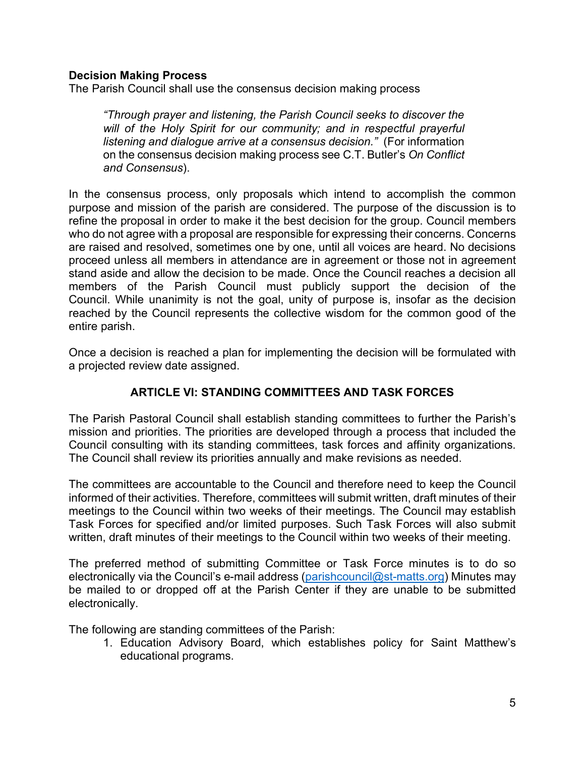**Decision Making Process**

The Parish Council shall use the consensus decision making process

> *"Through prayer and listening, the Parish Council seeks to discover the will of the Holy Spirit for our community; and in respectful prayerful listening and dialogue arrive at a consensus decision."* (For information on the consensus decision making process see C.T. Butler's *On Conflict and Consensus*).

In the consensus process, only proposals which intend to accomplish the common purpose and mission of the parish are considered. The purpose of the discussion is to refine the proposal in order to make it the best decision for the group. Council members who do not agree with a proposal are responsible for expressing their concerns. Concerns are raised and resolved, sometimes one by one, until all voices are heard. No decisions proceed unless all members in attendance are in agreement or those not in agreement stand aside and allow the decision to be made. Once the Council reaches a decision all members of the Parish Council must publicly support the decision of the Council. While unanimity is not the goal, unity of purpose is, insofar as the decision reached by the Council represents the collective wisdom for the common good of the entire parish.

Once a decision is reached a plan for implementing the decision will be formulated with a projected review date assigned.

## ARTICLE VI: STANDING COMMITTEES AND TASK FORCES

The Parish Pastoral Council shall establish standing committees to further the Parish's mission and priorities. The priorities are developed through a process that included the Council consulting with its standing committees, task forces and affinity organizations. The Council shall review its priorities annually and make revisions as needed.

The committees are accountable to the Council and therefore need to keep the Council informed of their activities. Therefore, committees will submit written, draft minutes of their meetings to the Council within two weeks of their meetings. The Council may establish Task Forces for specified and/or limited purposes. Such Task Forces will also submit written, draft minutes of their meetings to the Council within two weeks of their meeting.

The preferred method of submitting Committee or Task Force minutes is to do so electronically via the Council's e-mail address (parishcouncil@st-matts.org) Minutes may be mailed to or dropped off at the Parish Center if they are unable to be submitted electronically.

The following are standing committees of the Parish:

1. Education Advisory Board, which establishes policy for Saint Matthew's educational programs.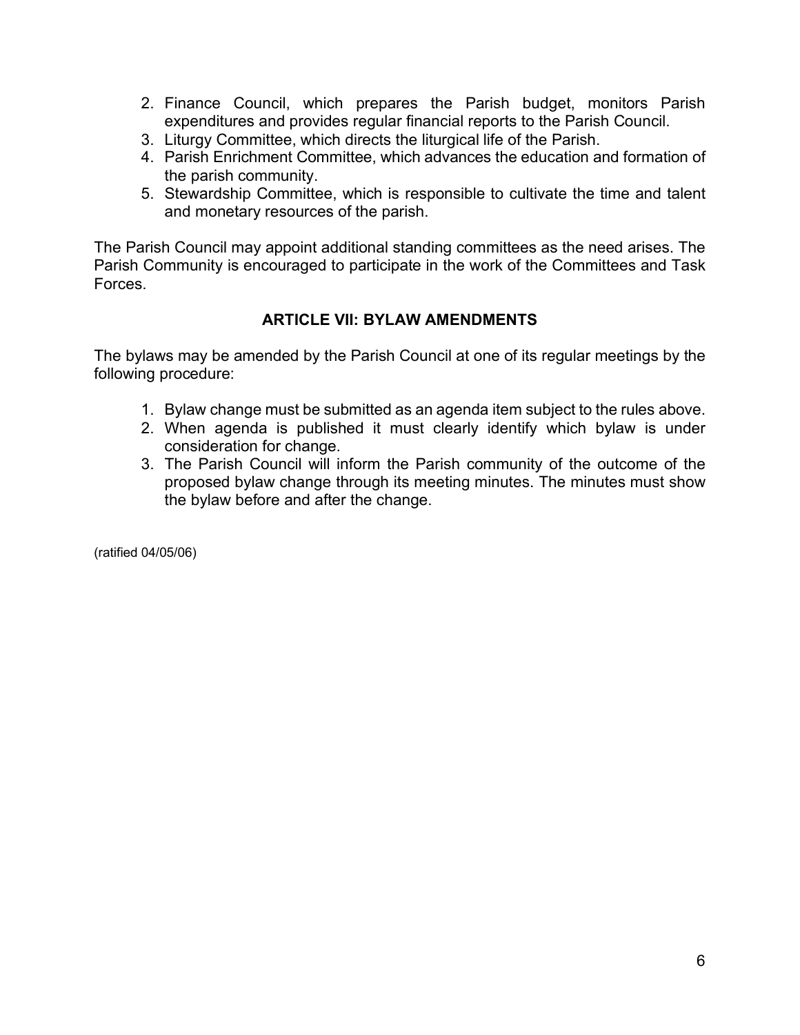2. Finance Council, which prepares the Parish budget, monitors Parish expenditures and provides regular financial reports to the Parish Council.
3. Liturgy Committee, which directs the liturgical life of the Parish.
4. Parish Enrichment Committee, which advances the education and formation of the parish community.
5. Stewardship Committee, which is responsible to cultivate the time and talent and monetary resources of the parish.

The Parish Council may appoint additional standing committees as the need arises. The Parish Community is encouraged to participate in the work of the Committees and Task Forces.

## ARTICLE VII: BYLAW AMENDMENTS

The bylaws may be amended by the Parish Council at one of its regular meetings by the following procedure:

1. Bylaw change must be submitted as an agenda item subject to the rules above.
2. When agenda is published it must clearly identify which bylaw is under consideration for change.
3. The Parish Council will inform the Parish community of the outcome of the proposed bylaw change through its meeting minutes. The minutes must show the bylaw before and after the change.

(ratified 04/05/06)